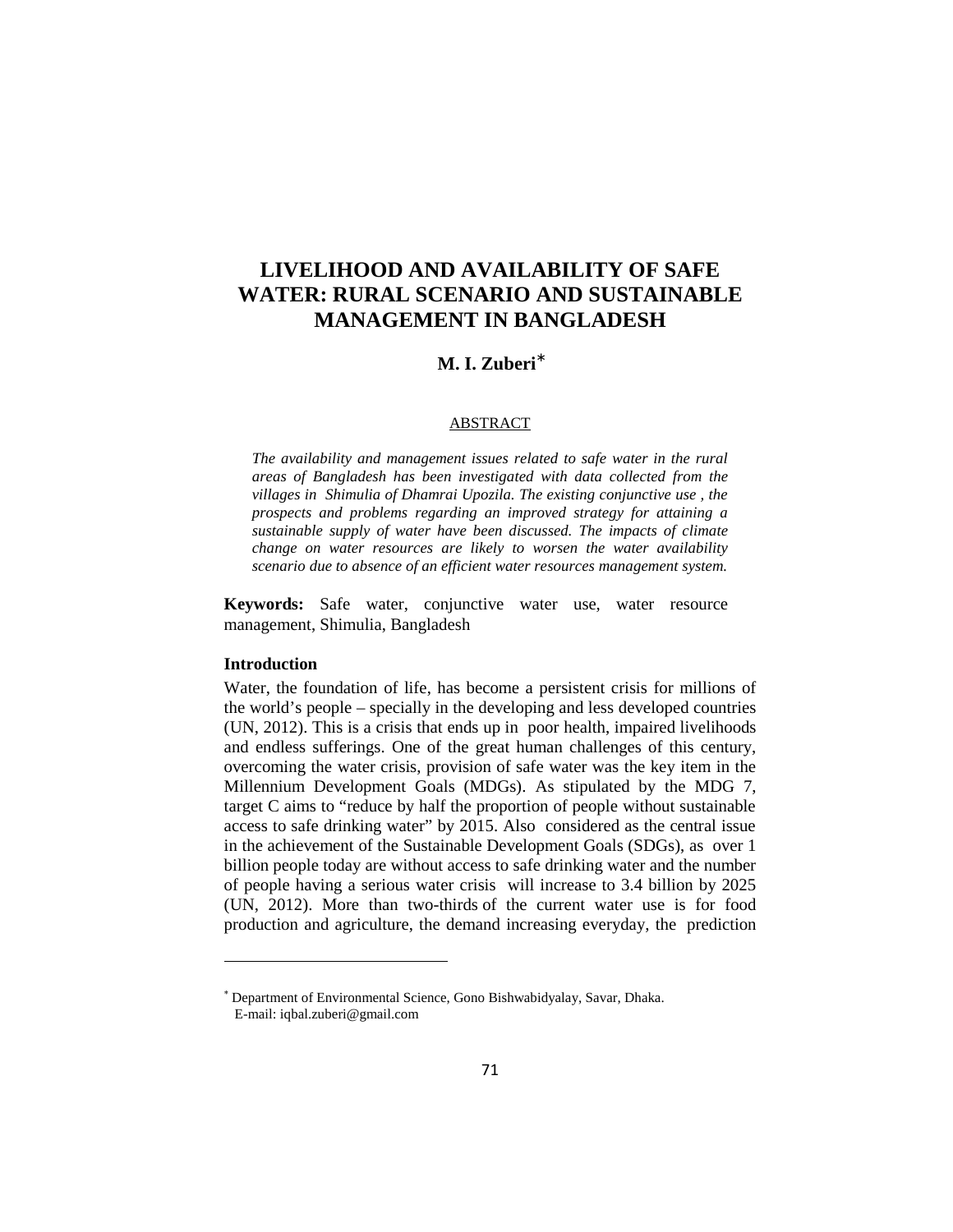# LIVELIHOOD AND AVAILABILITY OF SAFE WATER: RURAL SCENARIO AND SUSTAINABLE MANAGEMENT IN BANGLADESH

**M. I. Zuberi***

ABSTRACT

*The availability and management issues related to safe water in the rural areas of Bangladesh has been investigated with data collected from the villages in Shimulia of Dhamrai Upozila. The existing conjunctive use , the prospects and problems regarding an improved strategy for attaining a sustainable supply of water have been discussed. The impacts of climate change on water resources are likely to worsen the water availability scenario due to absence of an efficient water resources management system.*

**Keywords:** Safe water, conjunctive water use, water resource management, Shimulia, Bangladesh

## Introduction

Water, the foundation of life, has become a persistent crisis for millions of the world's people – specially in the developing and less developed countries (UN, 2012). This is a crisis that ends up in poor health, impaired livelihoods and endless sufferings. One of the great human challenges of this century, overcoming the water crisis, provision of safe water was the key item in the Millennium Development Goals (MDGs). As stipulated by the MDG 7, target C aims to "reduce by half the proportion of people without sustainable access to safe drinking water" by 2015. Also considered as the central issue in the achievement of the Sustainable Development Goals (SDGs), as over 1 billion people today are without access to safe drinking water and the number of people having a serious water crisis will increase to 3.4 billion by 2025 (UN, 2012). More than two-thirds of the current water use is for food production and agriculture, the demand increasing everyday, the prediction

---

* Department of Environmental Science, Gono Bishwabidyalay, Savar, Dhaka.
E-mail: iqbal.zuberi@gmail.com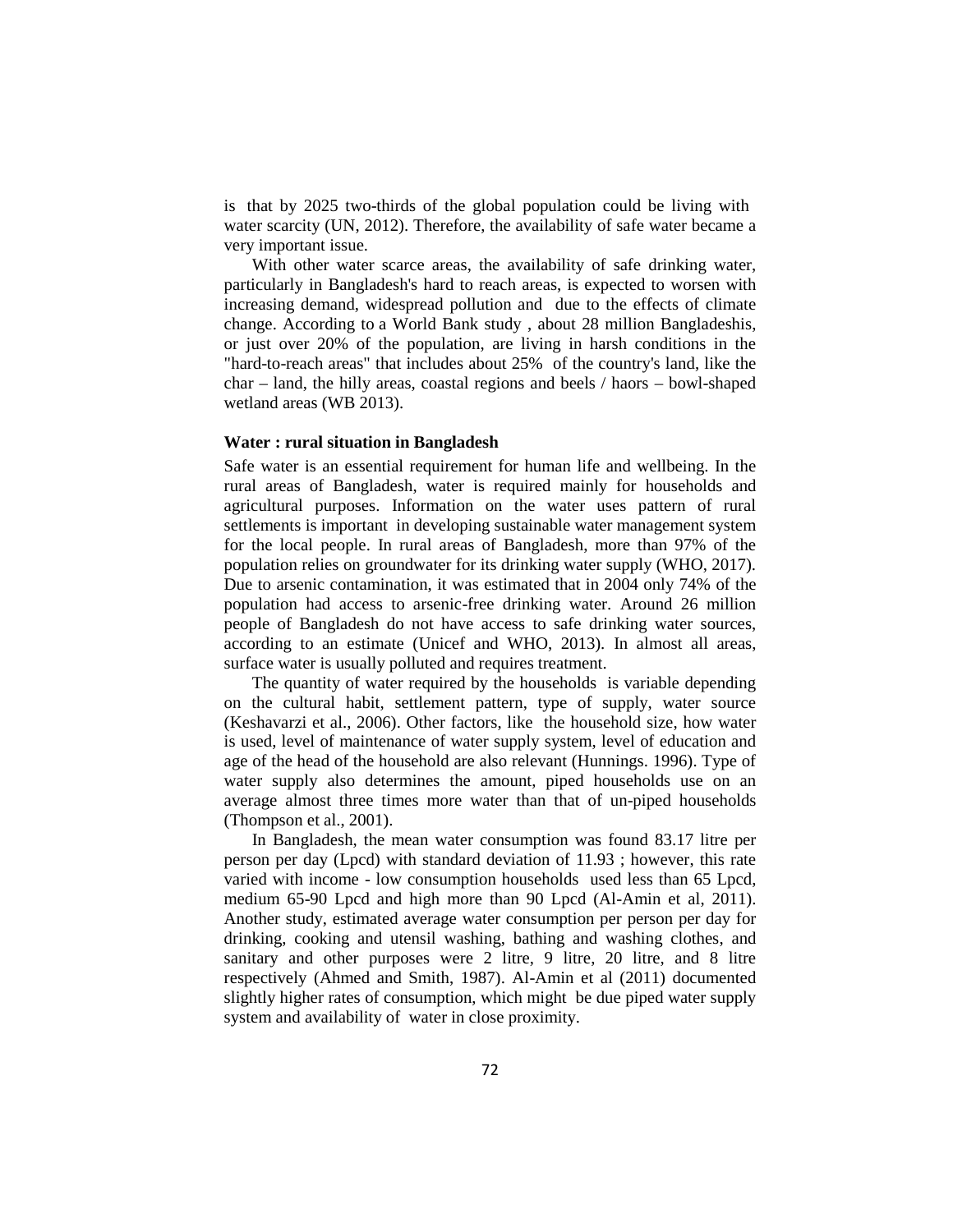is that by 2025 two-thirds of the global population could be living with water scarcity (UN, 2012). Therefore, the availability of safe water became a very important issue.

With other water scarce areas, the availability of safe drinking water, particularly in Bangladesh's hard to reach areas, is expected to worsen with increasing demand, widespread pollution and due to the effects of climate change. According to a World Bank study , about 28 million Bangladeshis, or just over 20% of the population, are living in harsh conditions in the "hard-to-reach areas" that includes about 25% of the country's land, like the char – land, the hilly areas, coastal regions and beels / haors – bowl-shaped wetland areas (WB 2013).

**Water : rural situation in Bangladesh**

Safe water is an essential requirement for human life and wellbeing. In the rural areas of Bangladesh, water is required mainly for households and agricultural purposes. Information on the water uses pattern of rural settlements is important in developing sustainable water management system for the local people. In rural areas of Bangladesh, more than 97% of the population relies on groundwater for its drinking water supply (WHO, 2017). Due to arsenic contamination, it was estimated that in 2004 only 74% of the population had access to arsenic-free drinking water. Around 26 million people of Bangladesh do not have access to safe drinking water sources, according to an estimate (Unicef and WHO, 2013). In almost all areas, surface water is usually polluted and requires treatment.

The quantity of water required by the households is variable depending on the cultural habit, settlement pattern, type of supply, water source (Keshavarzi et al., 2006). Other factors, like the household size, how water is used, level of maintenance of water supply system, level of education and age of the head of the household are also relevant (Hunnings. 1996). Type of water supply also determines the amount, piped households use on an average almost three times more water than that of un-piped households (Thompson et al., 2001).

In Bangladesh, the mean water consumption was found 83.17 litre per person per day (Lpcd) with standard deviation of 11.93 ; however, this rate varied with income - low consumption households used less than 65 Lpcd, medium 65-90 Lpcd and high more than 90 Lpcd (Al-Amin et al, 2011). Another study, estimated average water consumption per person per day for drinking, cooking and utensil washing, bathing and washing clothes, and sanitary and other purposes were 2 litre, 9 litre, 20 litre, and 8 litre respectively (Ahmed and Smith, 1987). Al-Amin et al (2011) documented slightly higher rates of consumption, which might be due piped water supply system and availability of water in close proximity.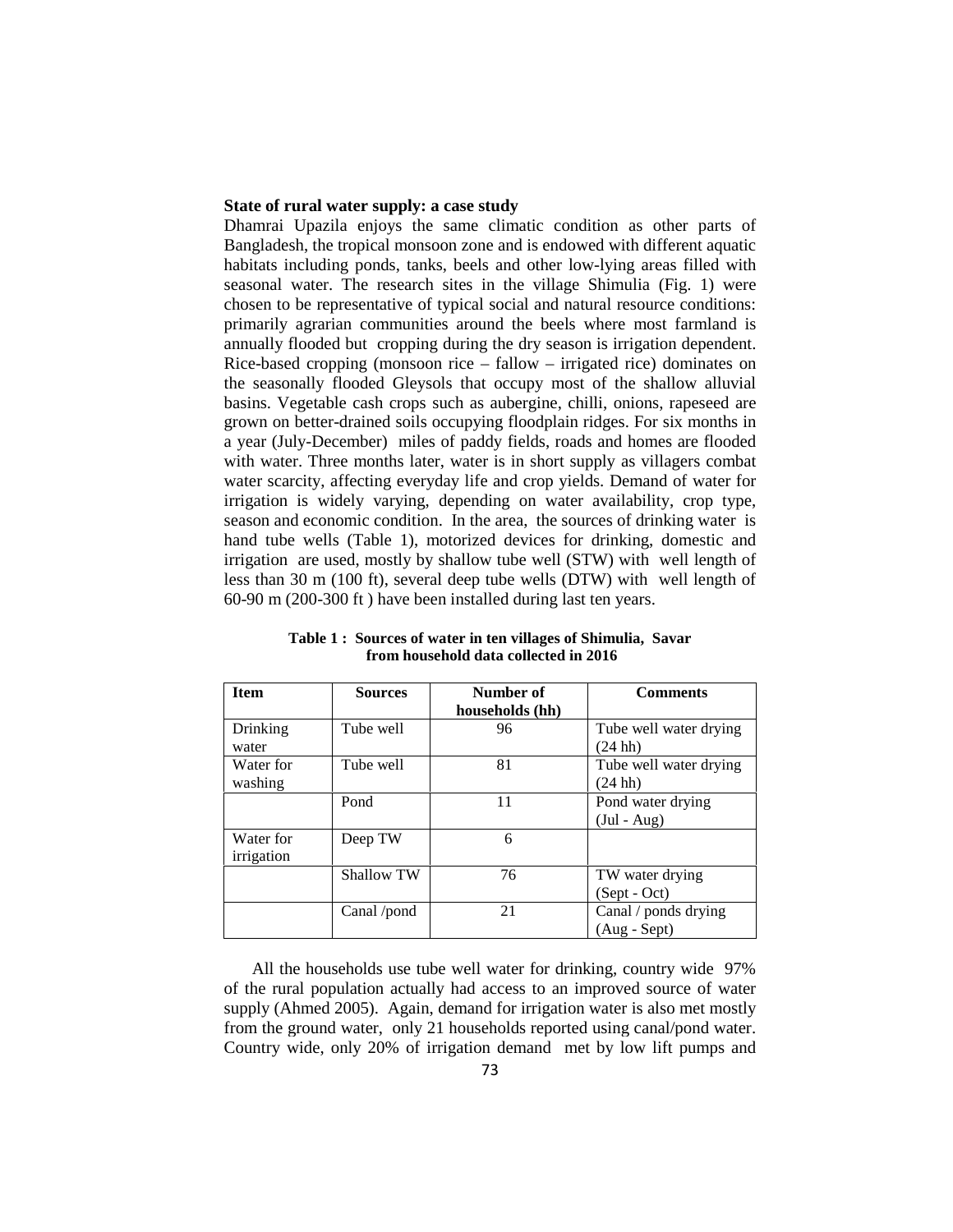**State of rural water supply: a case study**

Dhamrai Upazila enjoys the same climatic condition as other parts of Bangladesh, the tropical monsoon zone and is endowed with different aquatic habitats including ponds, tanks, beels and other low-lying areas filled with seasonal water. The research sites in the village Shimulia (Fig. 1) were chosen to be representative of typical social and natural resource conditions: primarily agrarian communities around the beels where most farmland is annually flooded but cropping during the dry season is irrigation dependent. Rice-based cropping (monsoon rice – fallow – irrigated rice) dominates on the seasonally flooded Gleysols that occupy most of the shallow alluvial basins. Vegetable cash crops such as aubergine, chilli, onions, rapeseed are grown on better-drained soils occupying floodplain ridges. For six months in a year (July-December) miles of paddy fields, roads and homes are flooded with water. Three months later, water is in short supply as villagers combat water scarcity, affecting everyday life and crop yields. Demand of water for irrigation is widely varying, depending on water availability, crop type, season and economic condition. In the area, the sources of drinking water is hand tube wells (Table 1), motorized devices for drinking, domestic and irrigation are used, mostly by shallow tube well (STW) with well length of less than 30 m (100 ft), several deep tube wells (DTW) with well length of 60-90 m (200-300 ft ) have been installed during last ten years.

**Table 1 : Sources of water in ten villages of Shimulia, Savar from household data collected in 2016**

| Item | Sources | Number of households (hh) | Comments |
|---|---|---|---|
| Drinking water | Tube well | 96 | Tube well water drying (24 hh) |
| Water for washing | Tube well | 81 | Tube well water drying (24 hh) |
| | Pond | 11 | Pond water drying (Jul - Aug) |
| Water for irrigation | Deep TW | 6 | |
| | Shallow TW | 76 | TW water drying (Sept - Oct) |
| | Canal /pond | 21 | Canal / ponds drying (Aug - Sept) |

All the households use tube well water for drinking, country wide 97% of the rural population actually had access to an improved source of water supply (Ahmed 2005). Again, demand for irrigation water is also met mostly from the ground water, only 21 households reported using canal/pond water. Country wide, only 20% of irrigation demand met by low lift pumps and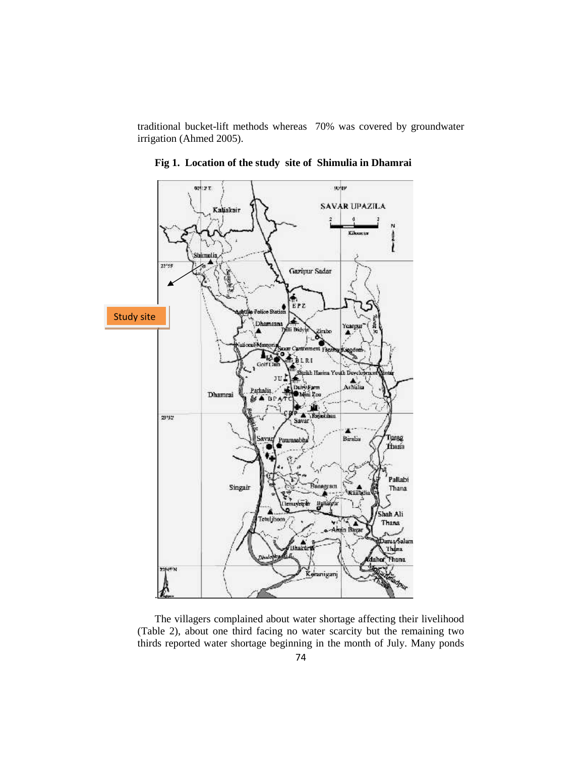traditional bucket-lift methods whereas 70% was covered by groundwater irrigation (Ahmed 2005).

**Fig 1. Location of the study site of Shimulia in Dhamrai**

The villagers complained about water shortage affecting their livelihood (Table 2), about one third facing no water scarcity but the remaining two thirds reported water shortage beginning in the month of July. Many ponds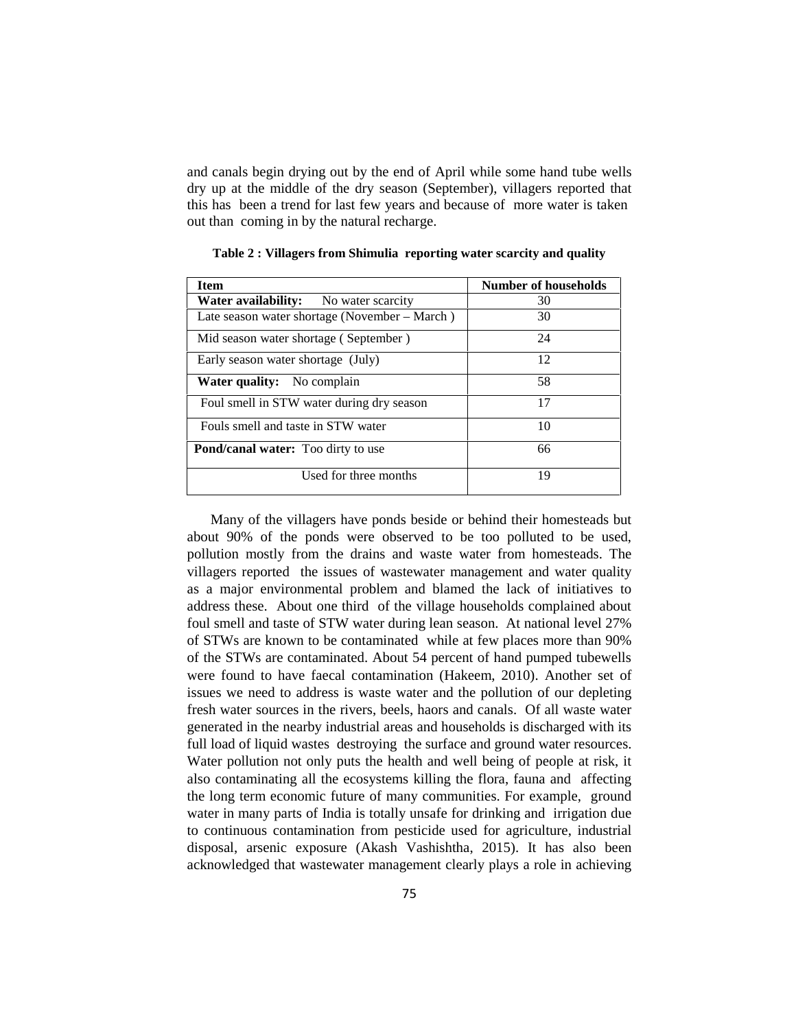and canals begin drying out by the end of April while some hand tube wells dry up at the middle of the dry season (September), villagers reported that this has been a trend for last few years and because of more water is taken out than coming in by the natural recharge.

**Table 2 : Villagers from Shimulia reporting water scarcity and quality**

| Item | Number of households |
|---|---|
| **Water availability:** No water scarcity | 30 |
| Late season water shortage (November – March ) | 30 |
| Mid season water shortage ( September ) | 24 |
| Early season water shortage (July) | 12 |
| **Water quality:** No complain | 58 |
| Foul smell in STW water during dry season | 17 |
| Fouls smell and taste in STW water | 10 |
| **Pond/canal water:** Too dirty to use | 66 |
| Used for three months | 19 |

Many of the villagers have ponds beside or behind their homesteads but about 90% of the ponds were observed to be too polluted to be used, pollution mostly from the drains and waste water from homesteads. The villagers reported the issues of wastewater management and water quality as a major environmental problem and blamed the lack of initiatives to address these. About one third of the village households complained about foul smell and taste of STW water during lean season. At national level 27% of STWs are known to be contaminated while at few places more than 90% of the STWs are contaminated. About 54 percent of hand pumped tubewells were found to have faecal contamination (Hakeem, 2010). Another set of issues we need to address is waste water and the pollution of our depleting fresh water sources in the rivers, beels, haors and canals. Of all waste water generated in the nearby industrial areas and households is discharged with its full load of liquid wastes destroying the surface and ground water resources. Water pollution not only puts the health and well being of people at risk, it also contaminating all the ecosystems killing the flora, fauna and affecting the long term economic future of many communities. For example, ground water in many parts of India is totally unsafe for drinking and irrigation due to continuous contamination from pesticide used for agriculture, industrial disposal, arsenic exposure (Akash Vashishtha, 2015). It has also been acknowledged that wastewater management clearly plays a role in achieving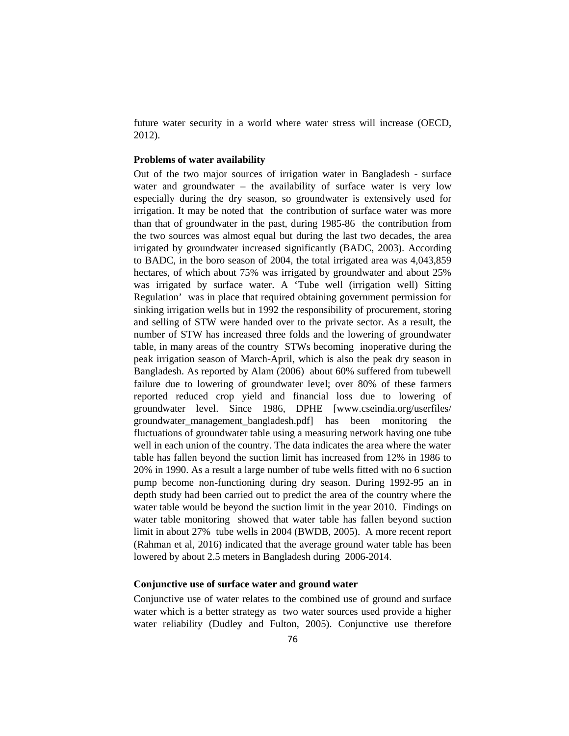future water security in a world where water stress will increase (OECD, 2012).

**Problems of water availability**

Out of the two major sources of irrigation water in Bangladesh - surface water and groundwater – the availability of surface water is very low especially during the dry season, so groundwater is extensively used for irrigation. It may be noted that the contribution of surface water was more than that of groundwater in the past, during 1985-86 the contribution from the two sources was almost equal but during the last two decades, the area irrigated by groundwater increased significantly (BADC, 2003). According to BADC, in the boro season of 2004, the total irrigated area was 4,043,859 hectares, of which about 75% was irrigated by groundwater and about 25% was irrigated by surface water. A 'Tube well (irrigation well) Sitting Regulation' was in place that required obtaining government permission for sinking irrigation wells but in 1992 the responsibility of procurement, storing and selling of STW were handed over to the private sector. As a result, the number of STW has increased three folds and the lowering of groundwater table, in many areas of the country STWs becoming inoperative during the peak irrigation season of March-April, which is also the peak dry season in Bangladesh. As reported by Alam (2006) about 60% suffered from tubewell failure due to lowering of groundwater level; over 80% of these farmers reported reduced crop yield and financial loss due to lowering of groundwater level. Since 1986, DPHE [www.cseindia.org/userfiles/groundwater_management_bangladesh.pdf] has been monitoring the fluctuations of groundwater table using a measuring network having one tube well in each union of the country. The data indicates the area where the water table has fallen beyond the suction limit has increased from 12% in 1986 to 20% in 1990. As a result a large number of tube wells fitted with no 6 suction pump become non-functioning during dry season. During 1992-95 an in depth study had been carried out to predict the area of the country where the water table would be beyond the suction limit in the year 2010. Findings on water table monitoring showed that water table has fallen beyond suction limit in about 27% tube wells in 2004 (BWDB, 2005). A more recent report (Rahman et al, 2016) indicated that the average ground water table has been lowered by about 2.5 meters in Bangladesh during 2006-2014.

**Conjunctive use of surface water and ground water**

Conjunctive use of water relates to the combined use of ground and surface water which is a better strategy as two water sources used provide a higher water reliability (Dudley and Fulton, 2005). Conjunctive use therefore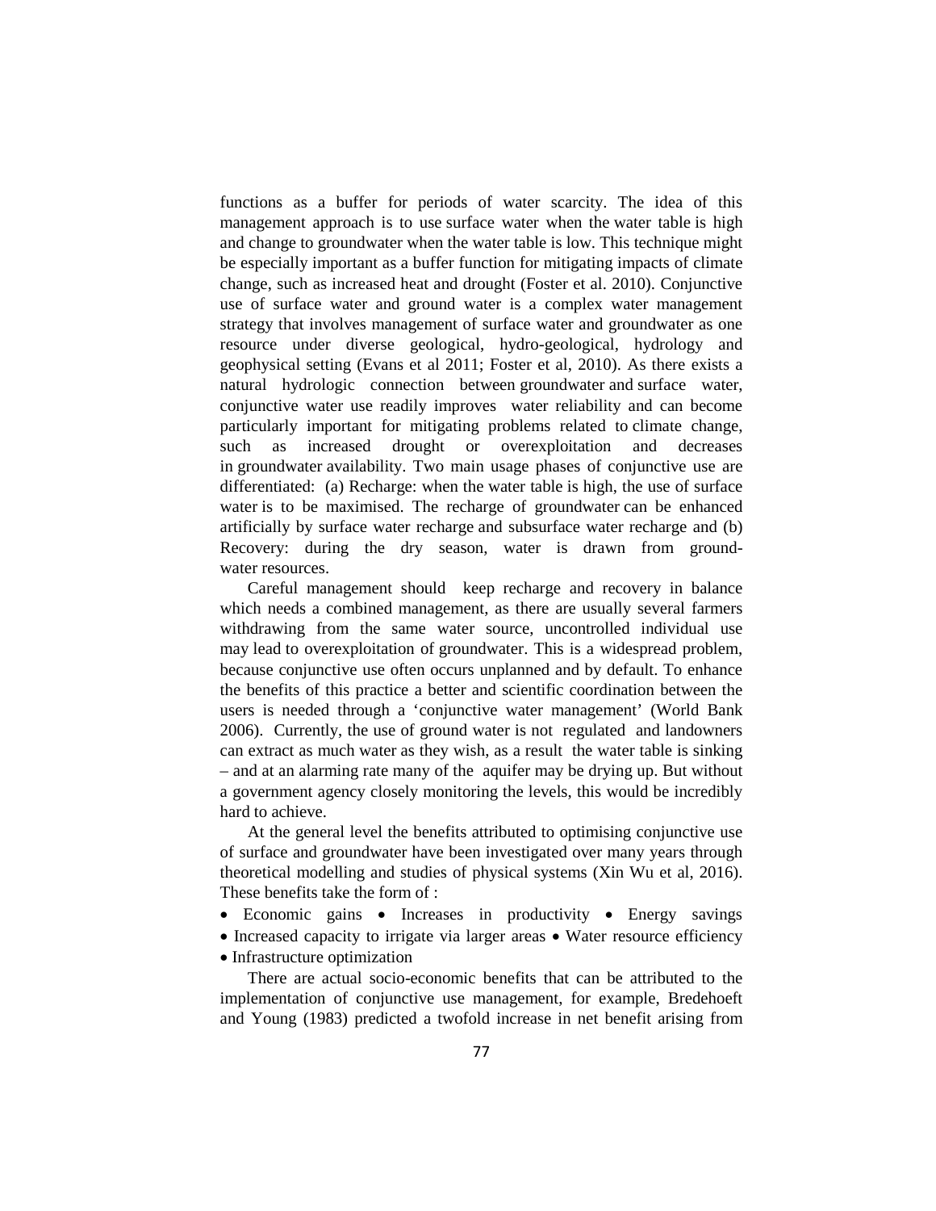functions as a buffer for periods of water scarcity. The idea of this management approach is to use surface water when the water table is high and change to groundwater when the water table is low. This technique might be especially important as a buffer function for mitigating impacts of climate change, such as increased heat and drought (Foster et al. 2010). Conjunctive use of surface water and ground water is a complex water management strategy that involves management of surface water and groundwater as one resource under diverse geological, hydro-geological, hydrology and geophysical setting (Evans et al 2011; Foster et al, 2010). As there exists a natural hydrologic connection between groundwater and surface water, conjunctive water use readily improves water reliability and can become particularly important for mitigating problems related to climate change, such as increased drought or overexploitation and decreases in groundwater availability. Two main usage phases of conjunctive use are differentiated: (a) Recharge: when the water table is high, the use of surface water is to be maximised. The recharge of groundwater can be enhanced artificially by surface water recharge and subsurface water recharge and (b) Recovery: during the dry season, water is drawn from groundwater resources.

Careful management should keep recharge and recovery in balance which needs a combined management, as there are usually several farmers withdrawing from the same water source, uncontrolled individual use may lead to overexploitation of groundwater. This is a widespread problem, because conjunctive use often occurs unplanned and by default. To enhance the benefits of this practice a better and scientific coordination between the users is needed through a 'conjunctive water management' (World Bank 2006). Currently, the use of ground water is not regulated and landowners can extract as much water as they wish, as a result the water table is sinking – and at an alarming rate many of the aquifer may be drying up. But without a government agency closely monitoring the levels, this would be incredibly hard to achieve.

At the general level the benefits attributed to optimising conjunctive use of surface and groundwater have been investigated over many years through theoretical modelling and studies of physical systems (Xin Wu et al, 2016). These benefits take the form of :

- Economic gains
- Increases in productivity
- Energy savings
- Increased capacity to irrigate via larger areas
- Water resource efficiency
- Infrastructure optimization

There are actual socio-economic benefits that can be attributed to the implementation of conjunctive use management, for example, Bredehoeft and Young (1983) predicted a twofold increase in net benefit arising from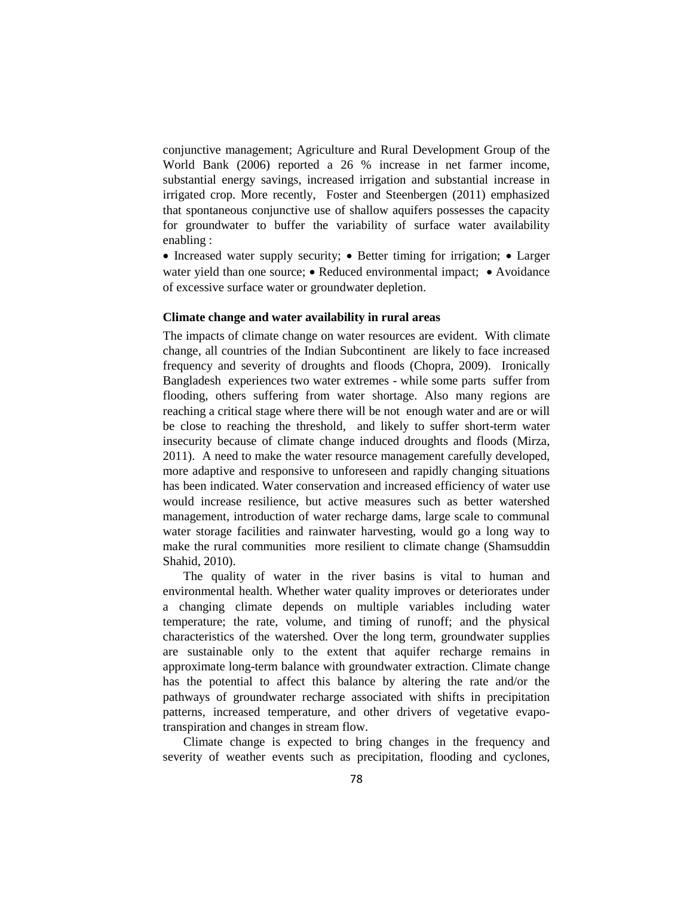conjunctive management; Agriculture and Rural Development Group of the World Bank (2006) reported a 26 % increase in net farmer income, substantial energy savings, increased irrigation and substantial increase in irrigated crop. More recently, Foster and Steenbergen (2011) emphasized that spontaneous conjunctive use of shallow aquifers possesses the capacity for groundwater to buffer the variability of surface water availability enabling :

• Increased water supply security; • Better timing for irrigation; • Larger water yield than one source; • Reduced environmental impact; • Avoidance of excessive surface water or groundwater depletion.

**Climate change and water availability in rural areas**

The impacts of climate change on water resources are evident. With climate change, all countries of the Indian Subcontinent are likely to face increased frequency and severity of droughts and floods (Chopra, 2009). Ironically Bangladesh experiences two water extremes - while some parts suffer from flooding, others suffering from water shortage. Also many regions are reaching a critical stage where there will be not enough water and are or will be close to reaching the threshold, and likely to suffer short-term water insecurity because of climate change induced droughts and floods (Mirza, 2011). A need to make the water resource management carefully developed, more adaptive and responsive to unforeseen and rapidly changing situations has been indicated. Water conservation and increased efficiency of water use would increase resilience, but active measures such as better watershed management, introduction of water recharge dams, large scale to communal water storage facilities and rainwater harvesting, would go a long way to make the rural communities more resilient to climate change (Shamsuddin Shahid, 2010).

The quality of water in the river basins is vital to human and environmental health. Whether water quality improves or deteriorates under a changing climate depends on multiple variables including water temperature; the rate, volume, and timing of runoff; and the physical characteristics of the watershed. Over the long term, groundwater supplies are sustainable only to the extent that aquifer recharge remains in approximate long-term balance with groundwater extraction. Climate change has the potential to affect this balance by altering the rate and/or the pathways of groundwater recharge associated with shifts in precipitation patterns, increased temperature, and other drivers of vegetative evapo-transpiration and changes in stream flow.

Climate change is expected to bring changes in the frequency and severity of weather events such as precipitation, flooding and cyclones,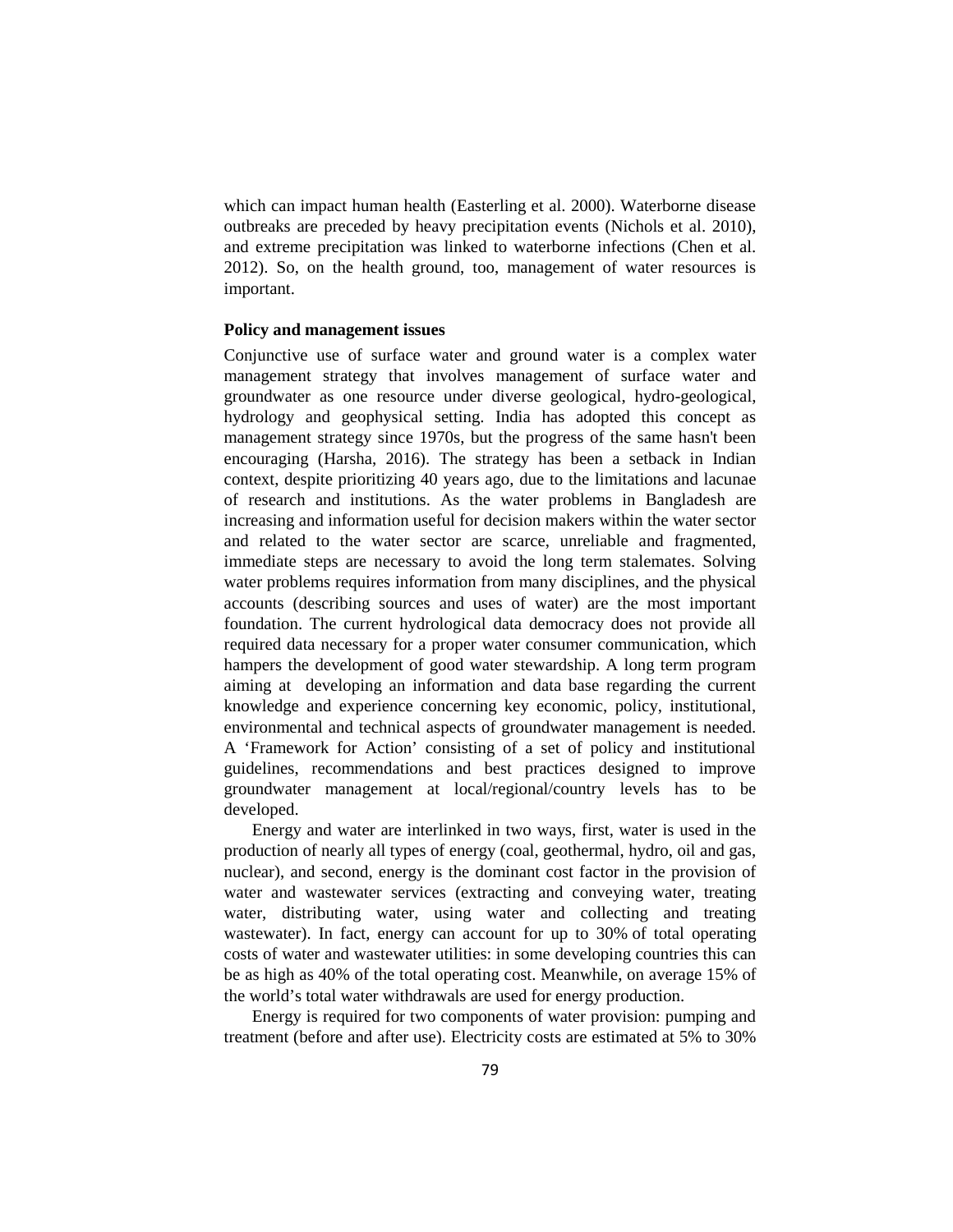which can impact human health (Easterling et al. 2000). Waterborne disease outbreaks are preceded by heavy precipitation events (Nichols et al. 2010), and extreme precipitation was linked to waterborne infections (Chen et al. 2012). So, on the health ground, too, management of water resources is important.

**Policy and management issues**

Conjunctive use of surface water and ground water is a complex water management strategy that involves management of surface water and groundwater as one resource under diverse geological, hydro-geological, hydrology and geophysical setting. India has adopted this concept as management strategy since 1970s, but the progress of the same hasn't been encouraging (Harsha, 2016). The strategy has been a setback in Indian context, despite prioritizing 40 years ago, due to the limitations and lacunae of research and institutions. As the water problems in Bangladesh are increasing and information useful for decision makers within the water sector and related to the water sector are scarce, unreliable and fragmented, immediate steps are necessary to avoid the long term stalemates. Solving water problems requires information from many disciplines, and the physical accounts (describing sources and uses of water) are the most important foundation. The current hydrological data democracy does not provide all required data necessary for a proper water consumer communication, which hampers the development of good water stewardship. A long term program aiming at developing an information and data base regarding the current knowledge and experience concerning key economic, policy, institutional, environmental and technical aspects of groundwater management is needed. A 'Framework for Action' consisting of a set of policy and institutional guidelines, recommendations and best practices designed to improve groundwater management at local/regional/country levels has to be developed.

Energy and water are interlinked in two ways, first, water is used in the production of nearly all types of energy (coal, geothermal, hydro, oil and gas, nuclear), and second, energy is the dominant cost factor in the provision of water and wastewater services (extracting and conveying water, treating water, distributing water, using water and collecting and treating wastewater). In fact, energy can account for up to 30% of total operating costs of water and wastewater utilities: in some developing countries this can be as high as 40% of the total operating cost. Meanwhile, on average 15% of the world's total water withdrawals are used for energy production.

Energy is required for two components of water provision: pumping and treatment (before and after use). Electricity costs are estimated at 5% to 30%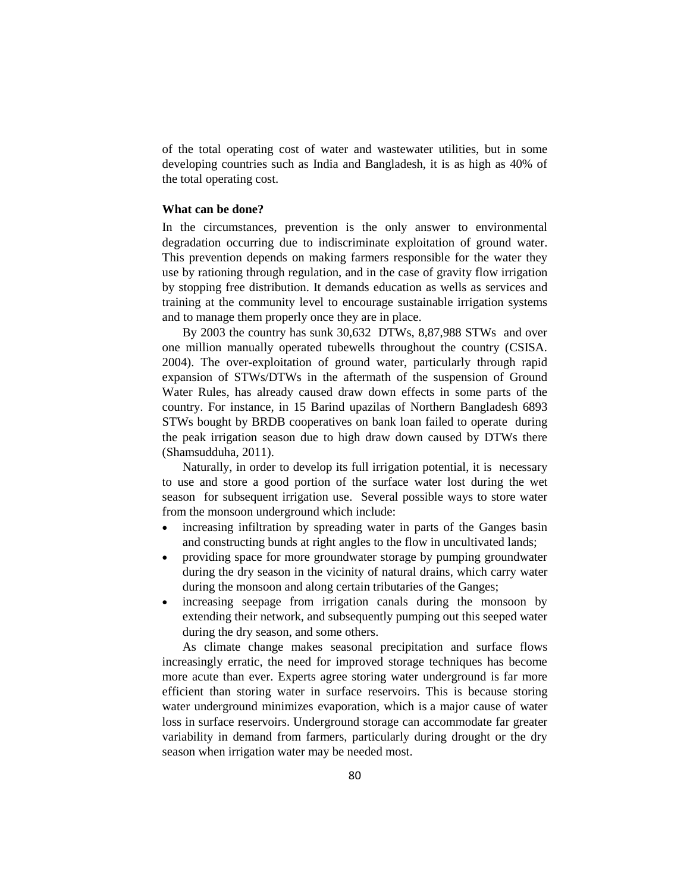of the total operating cost of water and wastewater utilities, but in some developing countries such as India and Bangladesh, it is as high as 40% of the total operating cost.

### What can be done?

In the circumstances, prevention is the only answer to environmental degradation occurring due to indiscriminate exploitation of ground water. This prevention depends on making farmers responsible for the water they use by rationing through regulation, and in the case of gravity flow irrigation by stopping free distribution. It demands education as wells as services and training at the community level to encourage sustainable irrigation systems and to manage them properly once they are in place.

By 2003 the country has sunk 30,632 DTWs, 8,87,988 STWs and over one million manually operated tubewells throughout the country (CSISA. 2004). The over-exploitation of ground water, particularly through rapid expansion of STWs/DTWs in the aftermath of the suspension of Ground Water Rules, has already caused draw down effects in some parts of the country. For instance, in 15 Barind upazilas of Northern Bangladesh 6893 STWs bought by BRDB cooperatives on bank loan failed to operate during the peak irrigation season due to high draw down caused by DTWs there (Shamsudduha, 2011).

Naturally, in order to develop its full irrigation potential, it is necessary to use and store a good portion of the surface water lost during the wet season for subsequent irrigation use. Several possible ways to store water from the monsoon underground which include:

- increasing infiltration by spreading water in parts of the Ganges basin and constructing bunds at right angles to the flow in uncultivated lands;
- providing space for more groundwater storage by pumping groundwater during the dry season in the vicinity of natural drains, which carry water during the monsoon and along certain tributaries of the Ganges;
- increasing seepage from irrigation canals during the monsoon by extending their network, and subsequently pumping out this seeped water during the dry season, and some others.

As climate change makes seasonal precipitation and surface flows increasingly erratic, the need for improved storage techniques has become more acute than ever. Experts agree storing water underground is far more efficient than storing water in surface reservoirs. This is because storing water underground minimizes evaporation, which is a major cause of water loss in surface reservoirs. Underground storage can accommodate far greater variability in demand from farmers, particularly during drought or the dry season when irrigation water may be needed most.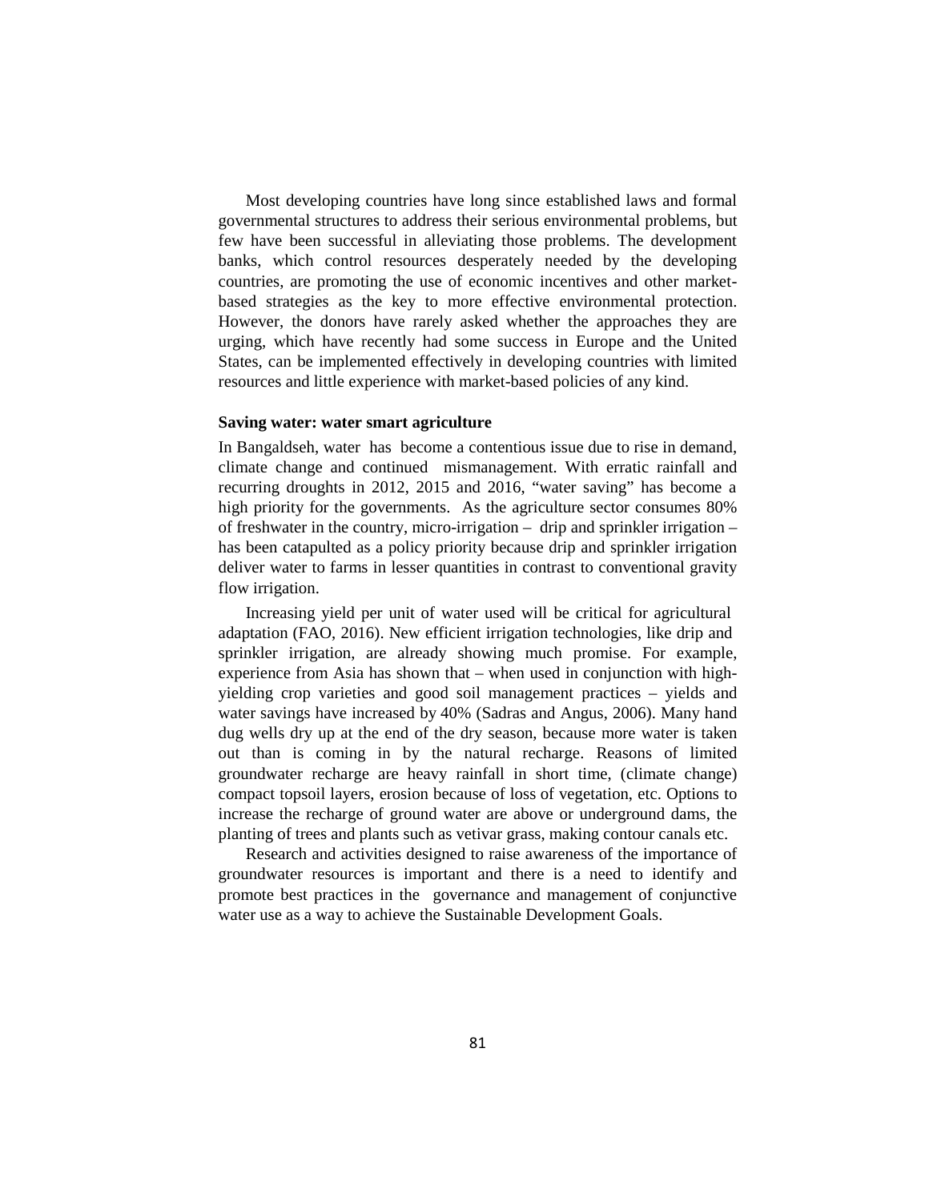Most developing countries have long since established laws and formal governmental structures to address their serious environmental problems, but few have been successful in alleviating those problems. The development banks, which control resources desperately needed by the developing countries, are promoting the use of economic incentives and other market-based strategies as the key to more effective environmental protection. However, the donors have rarely asked whether the approaches they are urging, which have recently had some success in Europe and the United States, can be implemented effectively in developing countries with limited resources and little experience with market-based policies of any kind.

**Saving water: water smart agriculture**

In Bangaldseh, water has become a contentious issue due to rise in demand, climate change and continued mismanagement. With erratic rainfall and recurring droughts in 2012, 2015 and 2016, "water saving" has become a high priority for the governments. As the agriculture sector consumes 80% of freshwater in the country, micro-irrigation – drip and sprinkler irrigation – has been catapulted as a policy priority because drip and sprinkler irrigation deliver water to farms in lesser quantities in contrast to conventional gravity flow irrigation.

Increasing yield per unit of water used will be critical for agricultural adaptation (FAO, 2016). New efficient irrigation technologies, like drip and sprinkler irrigation, are already showing much promise. For example, experience from Asia has shown that – when used in conjunction with high-yielding crop varieties and good soil management practices – yields and water savings have increased by 40% (Sadras and Angus, 2006). Many hand dug wells dry up at the end of the dry season, because more water is taken out than is coming in by the natural recharge. Reasons of limited groundwater recharge are heavy rainfall in short time, (climate change) compact topsoil layers, erosion because of loss of vegetation, etc. Options to increase the recharge of ground water are above or underground dams, the planting of trees and plants such as vetivar grass, making contour canals etc.

Research and activities designed to raise awareness of the importance of groundwater resources is important and there is a need to identify and promote best practices in the governance and management of conjunctive water use as a way to achieve the Sustainable Development Goals.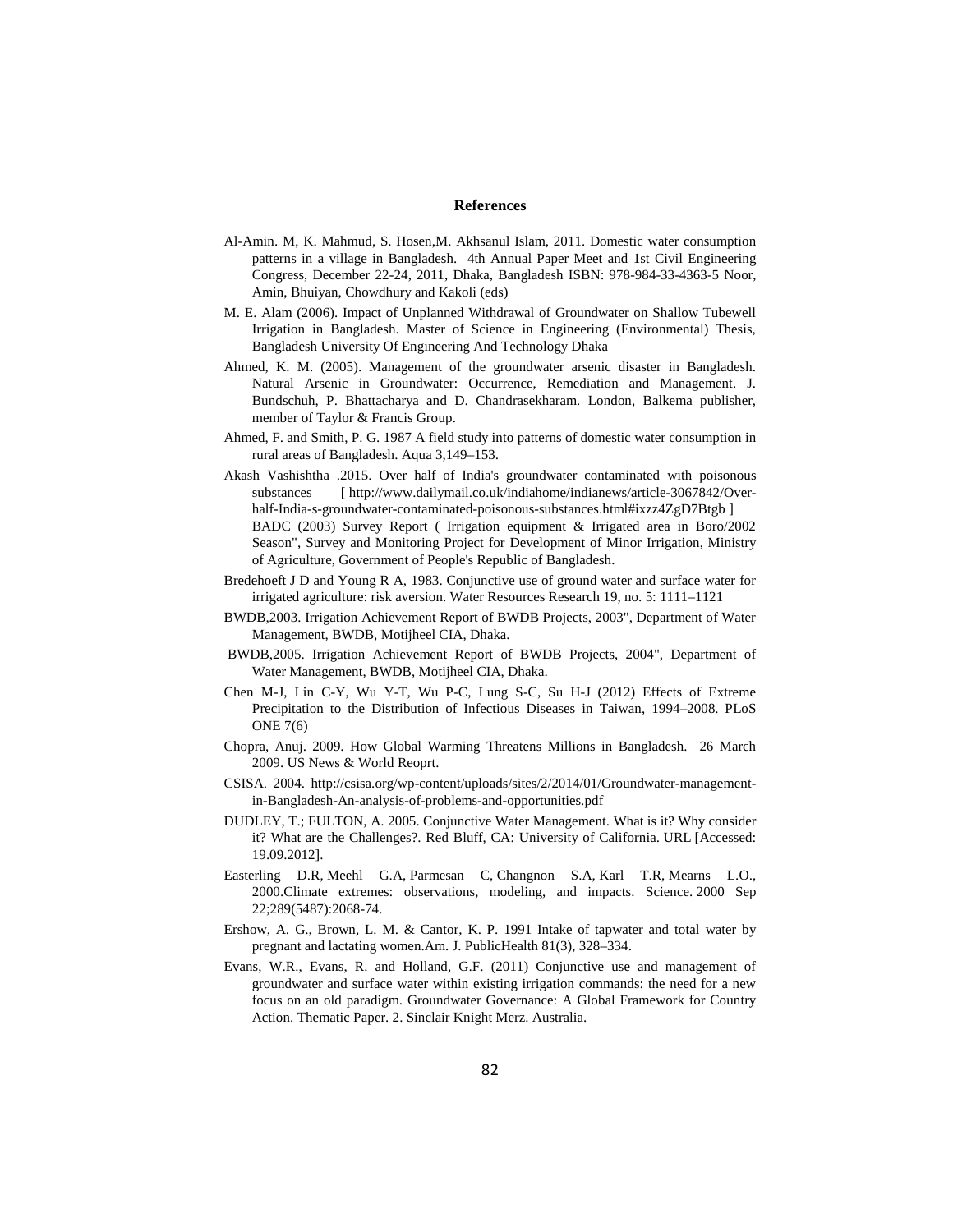## References

Al-Amin. M, K. Mahmud, S. Hosen,M. Akhsanul Islam, 2011. Domestic water consumption patterns in a village in Bangladesh. 4th Annual Paper Meet and 1st Civil Engineering Congress, December 22-24, 2011, Dhaka, Bangladesh ISBN: 978-984-33-4363-5 Noor, Amin, Bhuiyan, Chowdhury and Kakoli (eds)

M. E. Alam (2006). Impact of Unplanned Withdrawal of Groundwater on Shallow Tubewell Irrigation in Bangladesh. Master of Science in Engineering (Environmental) Thesis, Bangladesh University Of Engineering And Technology Dhaka

Ahmed, K. M. (2005). Management of the groundwater arsenic disaster in Bangladesh. Natural Arsenic in Groundwater: Occurrence, Remediation and Management. J. Bundschuh, P. Bhattacharya and D. Chandrasekharam. London, Balkema publisher, member of Taylor & Francis Group.

Ahmed, F. and Smith, P. G. 1987 A field study into patterns of domestic water consumption in rural areas of Bangladesh. Aqua 3,149–153.

Akash Vashishtha .2015. Over half of India's groundwater contaminated with poisonous substances [ http://www.dailymail.co.uk/indiahome/indianews/article-3067842/Over-half-India-s-groundwater-contaminated-poisonous-substances.html#ixzz4ZgD7Btgb ]
BADC (2003) Survey Report ( Irrigation equipment & Irrigated area in Boro/2002 Season", Survey and Monitoring Project for Development of Minor Irrigation, Ministry of Agriculture, Government of People's Republic of Bangladesh.

Bredehoeft J D and Young R A, 1983. Conjunctive use of ground water and surface water for irrigated agriculture: risk aversion. Water Resources Research 19, no. 5: 1111–1121

BWDB,2003. Irrigation Achievement Report of BWDB Projects, 2003", Department of Water Management, BWDB, Motijheel CIA, Dhaka.

BWDB,2005. Irrigation Achievement Report of BWDB Projects, 2004", Department of Water Management, BWDB, Motijheel CIA, Dhaka.

Chen M-J, Lin C-Y, Wu Y-T, Wu P-C, Lung S-C, Su H-J (2012) Effects of Extreme Precipitation to the Distribution of Infectious Diseases in Taiwan, 1994–2008. PLoS ONE 7(6)

Chopra, Anuj. 2009. How Global Warming Threatens Millions in Bangladesh. 26 March 2009. US News & World Reoprt.

CSISA. 2004. http://csisa.org/wp-content/uploads/sites/2/2014/01/Groundwater-management-in-Bangladesh-An-analysis-of-problems-and-opportunities.pdf

DUDLEY, T.; FULTON, A. 2005. Conjunctive Water Management. What is it? Why consider it? What are the Challenges?. Red Bluff, CA: University of California. URL [Accessed: 19.09.2012].

Easterling D.R, Meehl G.A, Parmesan C, Changnon S.A, Karl T.R, Mearns L.O., 2000.Climate extremes: observations, modeling, and impacts. Science. 2000 Sep 22;289(5487):2068-74.

Ershow, A. G., Brown, L. M. & Cantor, K. P. 1991 Intake of tapwater and total water by pregnant and lactating women.Am. J. PublicHealth 81(3), 328–334.

Evans, W.R., Evans, R. and Holland, G.F. (2011) Conjunctive use and management of groundwater and surface water within existing irrigation commands: the need for a new focus on an old paradigm. Groundwater Governance: A Global Framework for Country Action. Thematic Paper. 2. Sinclair Knight Merz. Australia.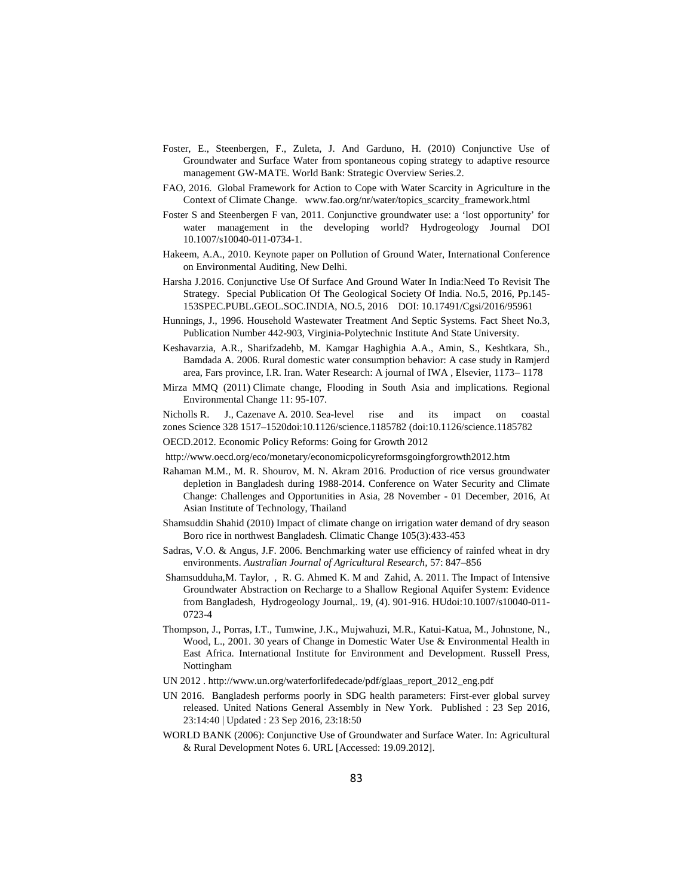Foster, E., Steenbergen, F., Zuleta, J. And Garduno, H. (2010) Conjunctive Use of Groundwater and Surface Water from spontaneous coping strategy to adaptive resource management GW-MATE. World Bank: Strategic Overview Series.2.

FAO, 2016. Global Framework for Action to Cope with Water Scarcity in Agriculture in the Context of Climate Change. www.fao.org/nr/water/topics_scarcity_framework.html

Foster S and Steenbergen F van, 2011. Conjunctive groundwater use: a 'lost opportunity' for water management in the developing world? Hydrogeology Journal DOI 10.1007/s10040-011-0734-1.

Hakeem, A.A., 2010. Keynote paper on Pollution of Ground Water, International Conference on Environmental Auditing, New Delhi.

Harsha J.2016. Conjunctive Use Of Surface And Ground Water In India:Need To Revisit The Strategy. Special Publication Of The Geological Society Of India. No.5, 2016, Pp.145-153SPEC.PUBL.GEOL.SOC.INDIA, NO.5, 2016 DOI: 10.17491/Cgsi/2016/95961

Hunnings, J., 1996. Household Wastewater Treatment And Septic Systems. Fact Sheet No.3, Publication Number 442-903, Virginia-Polytechnic Institute And State University.

Keshavarzia, A.R., Sharifzadehb, M. Kamgar Haghighia A.A., Amin, S., Keshtkara, Sh., Bamdada A. 2006. Rural domestic water consumption behavior: A case study in Ramjerd area, Fars province, I.R. Iran. Water Research: A journal of IWA , Elsevier, 1173– 1178

Mirza MMQ (2011) Climate change, Flooding in South Asia and implications. Regional Environmental Change 11: 95-107.

Nicholls R. J., Cazenave A. 2010. Sea-level rise and its impact on coastal zones Science 328 1517–1520doi:10.1126/science.1185782 (doi:10.1126/science.1185782

OECD.2012. Economic Policy Reforms: Going for Growth 2012

http://www.oecd.org/eco/monetary/economicpolicyreformsgoingforgrowth2012.htm

Rahaman M.M., M. R. Shourov, M. N. Akram 2016. Production of rice versus groundwater depletion in Bangladesh during 1988-2014. Conference on Water Security and Climate Change: Challenges and Opportunities in Asia, 28 November - 01 December, 2016, At Asian Institute of Technology, Thailand

Shamsuddin Shahid (2010) Impact of climate change on irrigation water demand of dry season Boro rice in northwest Bangladesh. Climatic Change 105(3):433-453

Sadras, V.O. & Angus, J.F. 2006. Benchmarking water use efficiency of rainfed wheat in dry environments. *Australian Journal of Agricultural Research*, 57: 847–856

Shamsudduha,M. Taylor, , R. G. Ahmed K. M and Zahid, A. 2011. The Impact of Intensive Groundwater Abstraction on Recharge to a Shallow Regional Aquifer System: Evidence from Bangladesh, Hydrogeology Journal,. 19, (4). 901-916. HUdoi:10.1007/s10040-011-0723-4

Thompson, J., Porras, I.T., Tumwine, J.K., Mujwahuzi, M.R., Katui-Katua, M., Johnstone, N., Wood, L., 2001. 30 years of Change in Domestic Water Use & Environmental Health in East Africa. International Institute for Environment and Development. Russell Press, Nottingham

UN 2012 . http://www.un.org/waterforlifedecade/pdf/glaas_report_2012_eng.pdf

UN 2016. Bangladesh performs poorly in SDG health parameters: First-ever global survey released. United Nations General Assembly in New York. Published : 23 Sep 2016, 23:14:40 | Updated : 23 Sep 2016, 23:18:50

WORLD BANK (2006): Conjunctive Use of Groundwater and Surface Water. In: Agricultural & Rural Development Notes 6. URL [Accessed: 19.09.2012].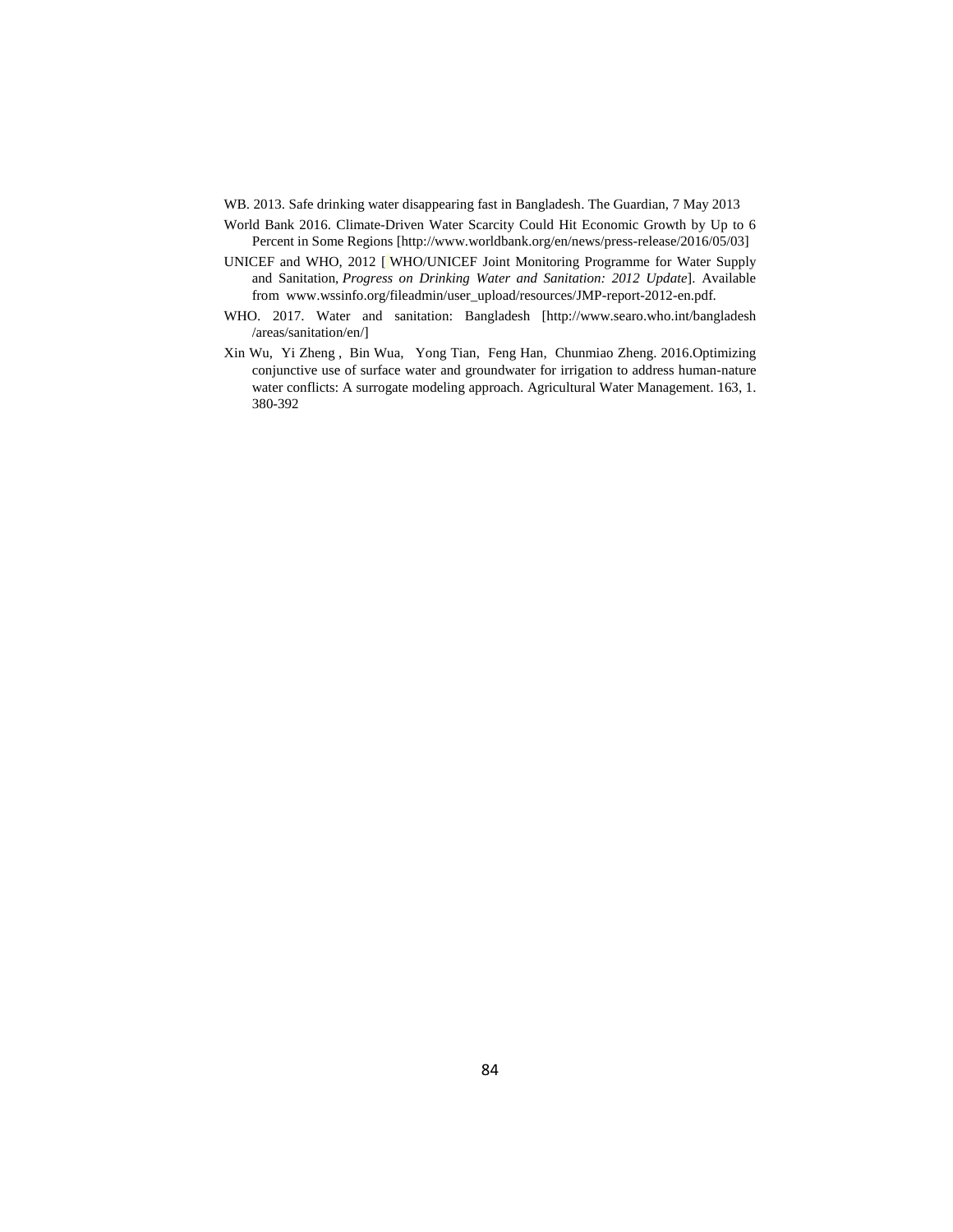WB. 2013. Safe drinking water disappearing fast in Bangladesh. The Guardian, 7 May 2013

World Bank 2016. Climate-Driven Water Scarcity Could Hit Economic Growth by Up to 6 Percent in Some Regions [http://www.worldbank.org/en/news/press-release/2016/05/03]

UNICEF and WHO, 2012 [WHO/UNICEF Joint Monitoring Programme for Water Supply and Sanitation, *Progress on Drinking Water and Sanitation: 2012 Update*]. Available from www.wssinfo.org/fileadmin/user_upload/resources/JMP-report-2012-en.pdf.

WHO. 2017. Water and sanitation: Bangladesh [http://www.searo.who.int/bangladesh /areas/sanitation/en/]

Xin Wu, Yi Zheng , Bin Wua, Yong Tian, Feng Han, Chunmiao Zheng. 2016.Optimizing conjunctive use of surface water and groundwater for irrigation to address human-nature water conflicts: A surrogate modeling approach. Agricultural Water Management. 163, 1. 380-392